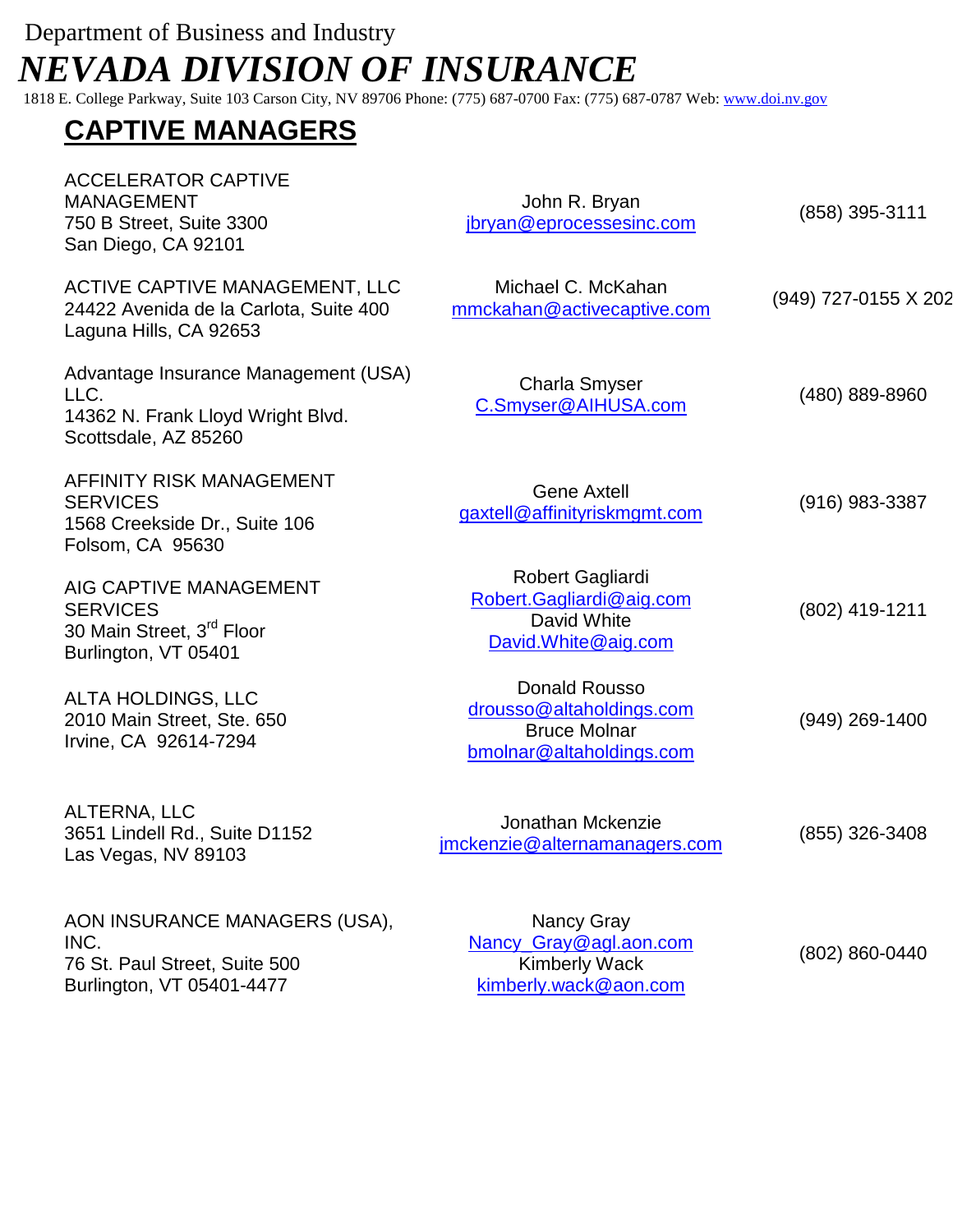Department of Business and Industry

# *NEVADA DIVISION OF INSURANCE*

1818 E. College Parkway, Suite 103 Carson City, NV 89706 Phone: (775) 687-0700 Fax: (775) 687-0787 Web: www.doi.nv.gov

## CAPTIVE MANAGERS

| Company | Contact | Phone |
|---|---|---|
| ACCELERATOR CAPTIVE MANAGEMENT<br>750 B Street, Suite 3300<br>San Diego, CA 92101 | John R. Bryan<br>jbryan@eprocessesinc.com | (858) 395-3111 |
| ACTIVE CAPTIVE MANAGEMENT, LLC<br>24422 Avenida de la Carlota, Suite 400<br>Laguna Hills, CA 92653 | Michael C. McKahan<br>mmckahan@activecaptive.com | (949) 727-0155 X 202 |
| Advantage Insurance Management (USA) LLC.<br>14362 N. Frank Lloyd Wright Blvd.<br>Scottsdale, AZ 85260 | Charla Smyser<br>C.Smyser@AIHUSA.com | (480) 889-8960 |
| AFFINITY RISK MANAGEMENT SERVICES<br>1568 Creekside Dr., Suite 106<br>Folsom, CA 95630 | Gene Axtell<br>gaxtell@affinityriskmgmt.com | (916) 983-3387 |
| AIG CAPTIVE MANAGEMENT SERVICES<br>30 Main Street, 3rd Floor<br>Burlington, VT 05401 | Robert Gagliardi<br>Robert.Gagliardi@aig.com<br>David White<br>David.White@aig.com | (802) 419-1211 |
| ALTA HOLDINGS, LLC<br>2010 Main Street, Ste. 650<br>Irvine, CA 92614-7294 | Donald Rousso<br>drousso@altaholdings.com<br>Bruce Molnar<br>bmolnar@altaholdings.com | (949) 269-1400 |
| ALTERNA, LLC<br>3651 Lindell Rd., Suite D1152<br>Las Vegas, NV 89103 | Jonathan Mckenzie<br>jmckenzie@alternamanagers.com | (855) 326-3408 |
| AON INSURANCE MANAGERS (USA), INC.<br>76 St. Paul Street, Suite 500<br>Burlington, VT 05401-4477 | Nancy Gray<br>Nancy_Gray@agl.aon.com<br>Kimberly Wack<br>kimberly.wack@aon.com | (802) 860-0440 |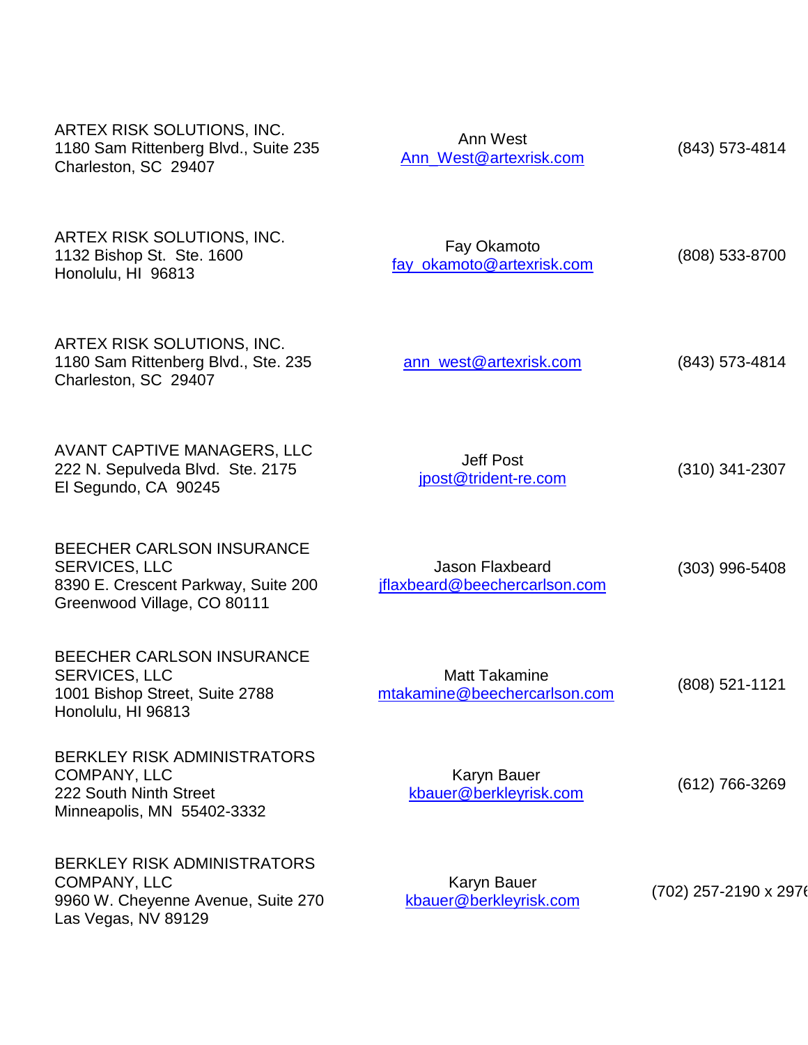| | | |
|---|---|---|
| ARTEX RISK SOLUTIONS, INC.<br>1180 Sam Rittenberg Blvd., Suite 235<br>Charleston, SC 29407 | Ann West<br>Ann_West@artexrisk.com | (843) 573-4814 |
| ARTEX RISK SOLUTIONS, INC.<br>1132 Bishop St. Ste. 1600<br>Honolulu, HI 96813 | Fay Okamoto<br>fay_okamoto@artexrisk.com | (808) 533-8700 |
| ARTEX RISK SOLUTIONS, INC.<br>1180 Sam Rittenberg Blvd., Ste. 235<br>Charleston, SC 29407 | ann_west@artexrisk.com | (843) 573-4814 |
| AVANT CAPTIVE MANAGERS, LLC<br>222 N. Sepulveda Blvd. Ste. 2175<br>El Segundo, CA 90245 | Jeff Post<br>jpost@trident-re.com | (310) 341-2307 |
| BEECHER CARLSON INSURANCE SERVICES, LLC<br>8390 E. Crescent Parkway, Suite 200<br>Greenwood Village, CO 80111 | Jason Flaxbeard<br>jflaxbeard@beechercarlson.com | (303) 996-5408 |
| BEECHER CARLSON INSURANCE SERVICES, LLC<br>1001 Bishop Street, Suite 2788<br>Honolulu, HI 96813 | Matt Takamine<br>mtakamine@beechercarlson.com | (808) 521-1121 |
| BERKLEY RISK ADMINISTRATORS COMPANY, LLC<br>222 South Ninth Street<br>Minneapolis, MN 55402-3332 | Karyn Bauer<br>kbauer@berkleyrisk.com | (612) 766-3269 |
| BERKLEY RISK ADMINISTRATORS COMPANY, LLC<br>9960 W. Cheyenne Avenue, Suite 270<br>Las Vegas, NV 89129 | Karyn Bauer<br>kbauer@berkleyrisk.com | (702) 257-2190 x 2976 |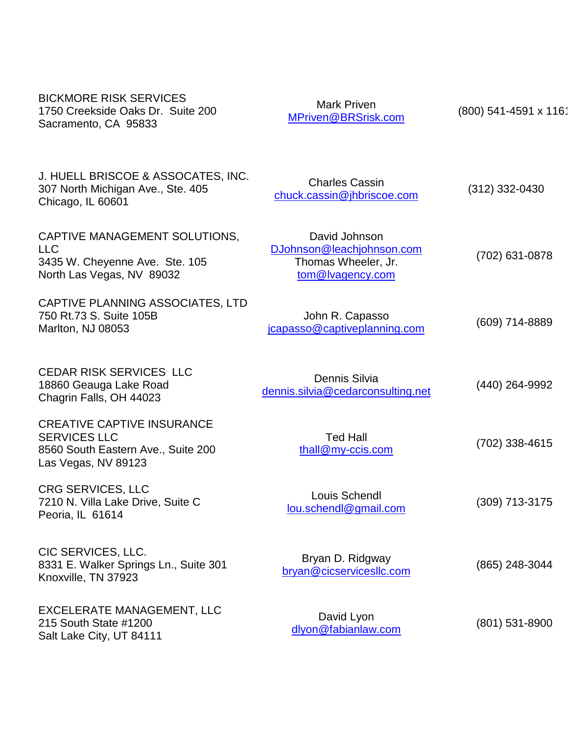| Company | Contact | Phone |
| --- | --- | --- |
| BICKMORE RISK SERVICES<br>1750 Creekside Oaks Dr. Suite 200<br>Sacramento, CA 95833 | Mark Priven<br>MPriven@BRSrisk.com | (800) 541-4591 x 1161 |
| J. HUELL BRISCOE & ASSOCATES, INC.<br>307 North Michigan Ave., Ste. 405<br>Chicago, IL 60601 | Charles Cassin<br>chuck.cassin@jhbriscoe.com | (312) 332-0430 |
| CAPTIVE MANAGEMENT SOLUTIONS, LLC<br>3435 W. Cheyenne Ave. Ste. 105<br>North Las Vegas, NV 89032 | David Johnson<br>DJohnson@leachjohnson.com<br>Thomas Wheeler, Jr.<br>tom@lvagency.com | (702) 631-0878 |
| CAPTIVE PLANNING ASSOCIATES, LTD<br>750 Rt.73 S. Suite 105B<br>Marlton, NJ 08053 | John R. Capasso<br>jcapasso@captiveplanning.com | (609) 714-8889 |
| CEDAR RISK SERVICES LLC<br>18860 Geauga Lake Road<br>Chagrin Falls, OH 44023 | Dennis Silvia<br>dennis.silvia@cedarconsulting.net | (440) 264-9992 |
| CREATIVE CAPTIVE INSURANCE SERVICES LLC<br>8560 South Eastern Ave., Suite 200<br>Las Vegas, NV 89123 | Ted Hall<br>thall@my-ccis.com | (702) 338-4615 |
| CRG SERVICES, LLC<br>7210 N. Villa Lake Drive, Suite C<br>Peoria, IL 61614 | Louis Schendl<br>lou.schendl@gmail.com | (309) 713-3175 |
| CIC SERVICES, LLC.<br>8331 E. Walker Springs Ln., Suite 301<br>Knoxville, TN 37923 | Bryan D. Ridgway<br>bryan@cicservicesllc.com | (865) 248-3044 |
| EXCELERATE MANAGEMENT, LLC<br>215 South State #1200<br>Salt Lake City, UT 84111 | David Lyon<br>dlyon@fabianlaw.com | (801) 531-8900 |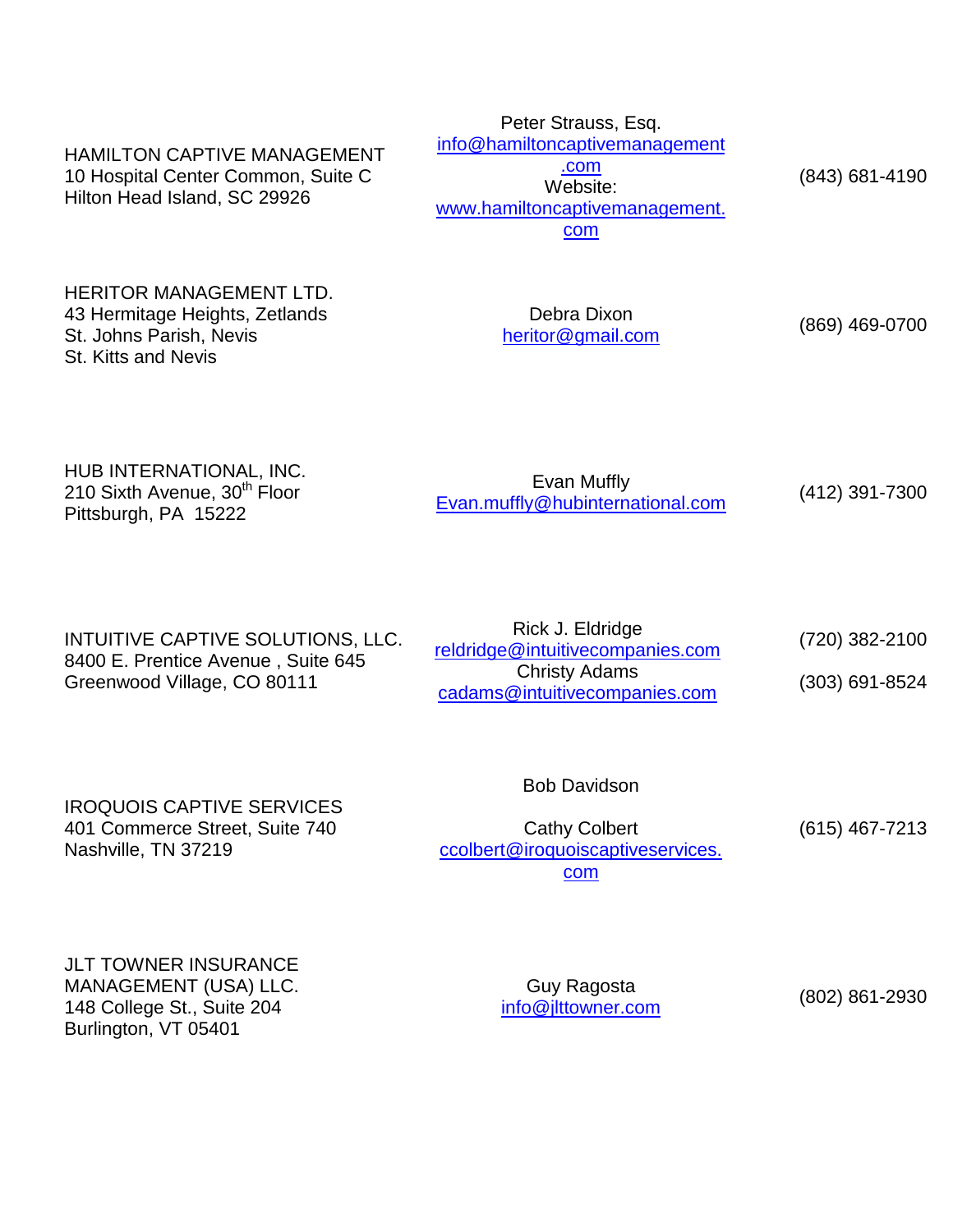| | | |
|---|---|---|
| HAMILTON CAPTIVE MANAGEMENT<br>10 Hospital Center Common, Suite C<br>Hilton Head Island, SC 29926 | Peter Strauss, Esq.<br>info@hamiltoncaptivemanagement.com<br>Website:<br>www.hamiltoncaptivemanagement.com | (843) 681-4190 |
| HERITOR MANAGEMENT LTD.<br>43 Hermitage Heights, Zetlands<br>St. Johns Parish, Nevis<br>St. Kitts and Nevis | Debra Dixon<br>heritor@gmail.com | (869) 469-0700 |
| HUB INTERNATIONAL, INC.<br>210 Sixth Avenue, 30th Floor<br>Pittsburgh, PA 15222 | Evan Muffly<br>Evan.muffly@hubinternational.com | (412) 391-7300 |
| INTUITIVE CAPTIVE SOLUTIONS, LLC.<br>8400 E. Prentice Avenue , Suite 645<br>Greenwood Village, CO 80111 | Rick J. Eldridge<br>reldridge@intuitivecompanies.com<br>Christy Adams<br>cadams@intuitivecompanies.com | (720) 382-2100<br>(303) 691-8524 |
| IROQUOIS CAPTIVE SERVICES<br>401 Commerce Street, Suite 740<br>Nashville, TN 37219 | Bob Davidson<br>Cathy Colbert<br>ccolbert@iroquoiscaptiveservices.com | (615) 467-7213 |
| JLT TOWNER INSURANCE MANAGEMENT (USA) LLC.<br>148 College St., Suite 204<br>Burlington, VT 05401 | Guy Ragosta<br>info@jlttowner.com | (802) 861-2930 |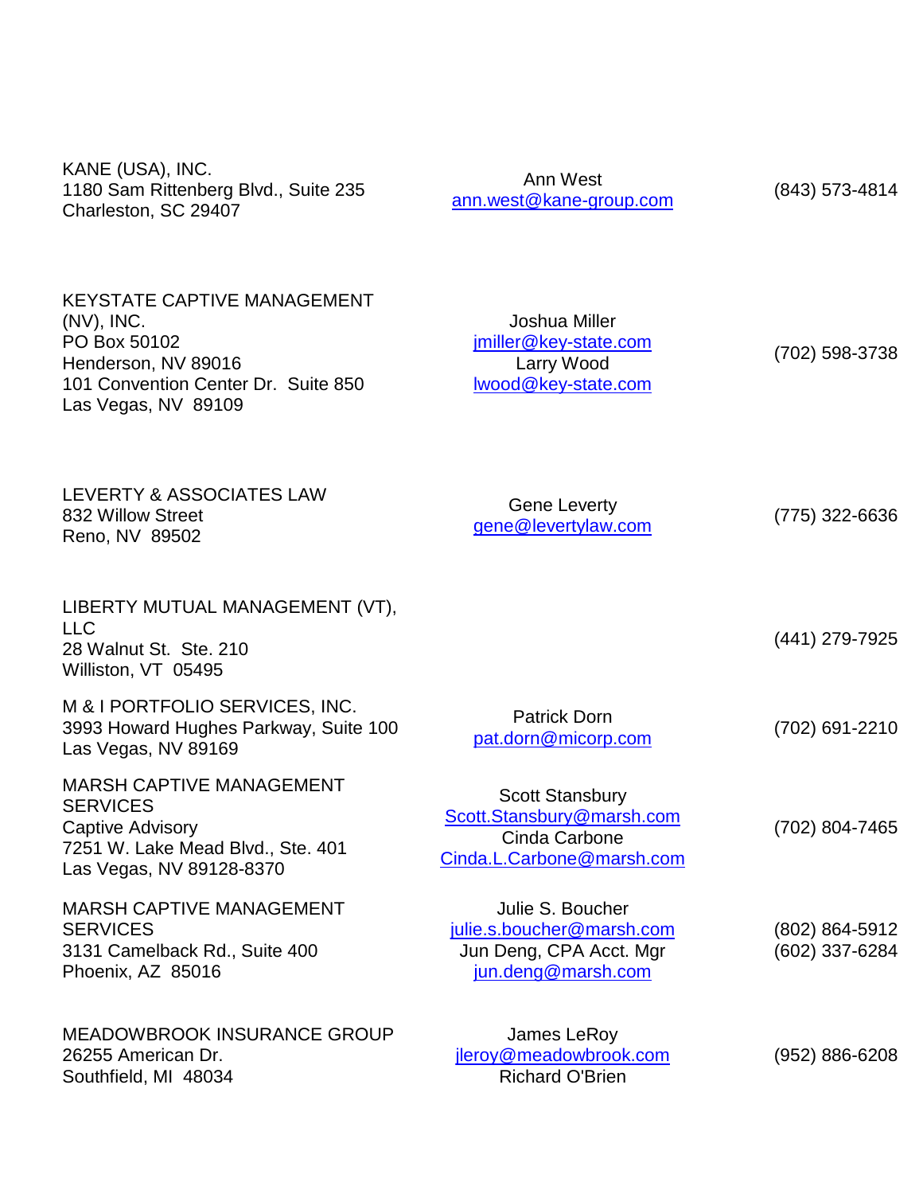| | | |
|---|---|---|
| KANE (USA), INC.<br>1180 Sam Rittenberg Blvd., Suite 235<br>Charleston, SC 29407 | Ann West<br>ann.west@kane-group.com | (843) 573-4814 |
| KEYSTATE CAPTIVE MANAGEMENT (NV), INC.<br>PO Box 50102<br>Henderson, NV 89016<br>101 Convention Center Dr.  Suite 850<br>Las Vegas, NV  89109 | Joshua Miller<br>jmiller@key-state.com<br>Larry Wood<br>lwood@key-state.com | (702) 598-3738 |
| LEVERTY & ASSOCIATES LAW<br>832 Willow Street<br>Reno, NV  89502 | Gene Leverty<br>gene@levertylaw.com | (775) 322-6636 |
| LIBERTY MUTUAL MANAGEMENT (VT), LLC<br>28 Walnut St.  Ste. 210<br>Williston, VT  05495 | | (441) 279-7925 |
| M & I PORTFOLIO SERVICES, INC.<br>3993 Howard Hughes Parkway, Suite 100<br>Las Vegas, NV 89169 | Patrick Dorn<br>pat.dorn@micorp.com | (702) 691-2210 |
| MARSH CAPTIVE MANAGEMENT SERVICES<br>Captive Advisory<br>7251 W. Lake Mead Blvd., Ste. 401<br>Las Vegas, NV 89128-8370 | Scott Stansbury<br>Scott.Stansbury@marsh.com<br>Cinda Carbone<br>Cinda.L.Carbone@marsh.com | (702) 804-7465 |
| MARSH CAPTIVE MANAGEMENT SERVICES<br>3131 Camelback Rd., Suite 400<br>Phoenix, AZ  85016 | Julie S. Boucher<br>julie.s.boucher@marsh.com<br>Jun Deng, CPA Acct. Mgr<br>jun.deng@marsh.com | (802) 864-5912<br>(602) 337-6284 |
| MEADOWBROOK INSURANCE GROUP<br>26255 American Dr.<br>Southfield, MI  48034 | James LeRoy<br>jleroy@meadowbrook.com<br>Richard O'Brien | (952) 886-6208 |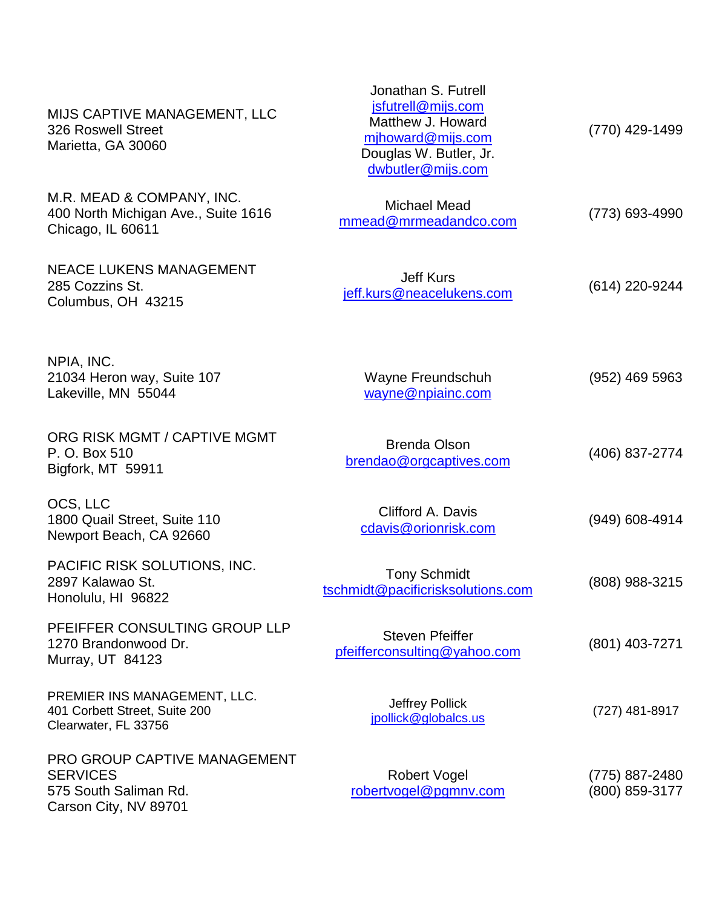| | | |
|---|---|---|
| MIJS CAPTIVE MANAGEMENT, LLC<br>326 Roswell Street<br>Marietta, GA 30060 | Jonathan S. Futrell<br>jsfutrell@mijs.com<br>Matthew J. Howard<br>mjhoward@mijs.com<br>Douglas W. Butler, Jr.<br>dwbutler@mijs.com | (770) 429-1499 |
| M.R. MEAD & COMPANY, INC.<br>400 North Michigan Ave., Suite 1616<br>Chicago, IL 60611 | Michael Mead<br>mmead@mrmeadandco.com | (773) 693-4990 |
| NEACE LUKENS MANAGEMENT<br>285 Cozzins St.<br>Columbus, OH 43215 | Jeff Kurs<br>jeff.kurs@neacelukens.com | (614) 220-9244 |
| NPIA, INC.<br>21034 Heron way, Suite 107<br>Lakeville, MN 55044 | Wayne Freundschuh<br>wayne@npiainc.com | (952) 469 5963 |
| ORG RISK MGMT / CAPTIVE MGMT<br>P. O. Box 510<br>Bigfork, MT 59911 | Brenda Olson<br>brendao@orgcaptives.com | (406) 837-2774 |
| OCS, LLC<br>1800 Quail Street, Suite 110<br>Newport Beach, CA 92660 | Clifford A. Davis<br>cdavis@orionrisk.com | (949) 608-4914 |
| PACIFIC RISK SOLUTIONS, INC.<br>2897 Kalawao St.<br>Honolulu, HI 96822 | Tony Schmidt<br>tschmidt@pacificrisksolutions.com | (808) 988-3215 |
| PFEIFFER CONSULTING GROUP LLP<br>1270 Brandonwood Dr.<br>Murray, UT 84123 | Steven Pfeiffer<br>pfeifferconsulting@yahoo.com | (801) 403-7271 |
| PREMIER INS MANAGEMENT, LLC.<br>401 Corbett Street, Suite 200<br>Clearwater, FL 33756 | Jeffrey Pollick<br>jpollick@globalcs.us | (727) 481-8917 |
| PRO GROUP CAPTIVE MANAGEMENT SERVICES<br>575 South Saliman Rd.<br>Carson City, NV 89701 | Robert Vogel<br>robertvogel@pgmnv.com | (775) 887-2480<br>(800) 859-3177 |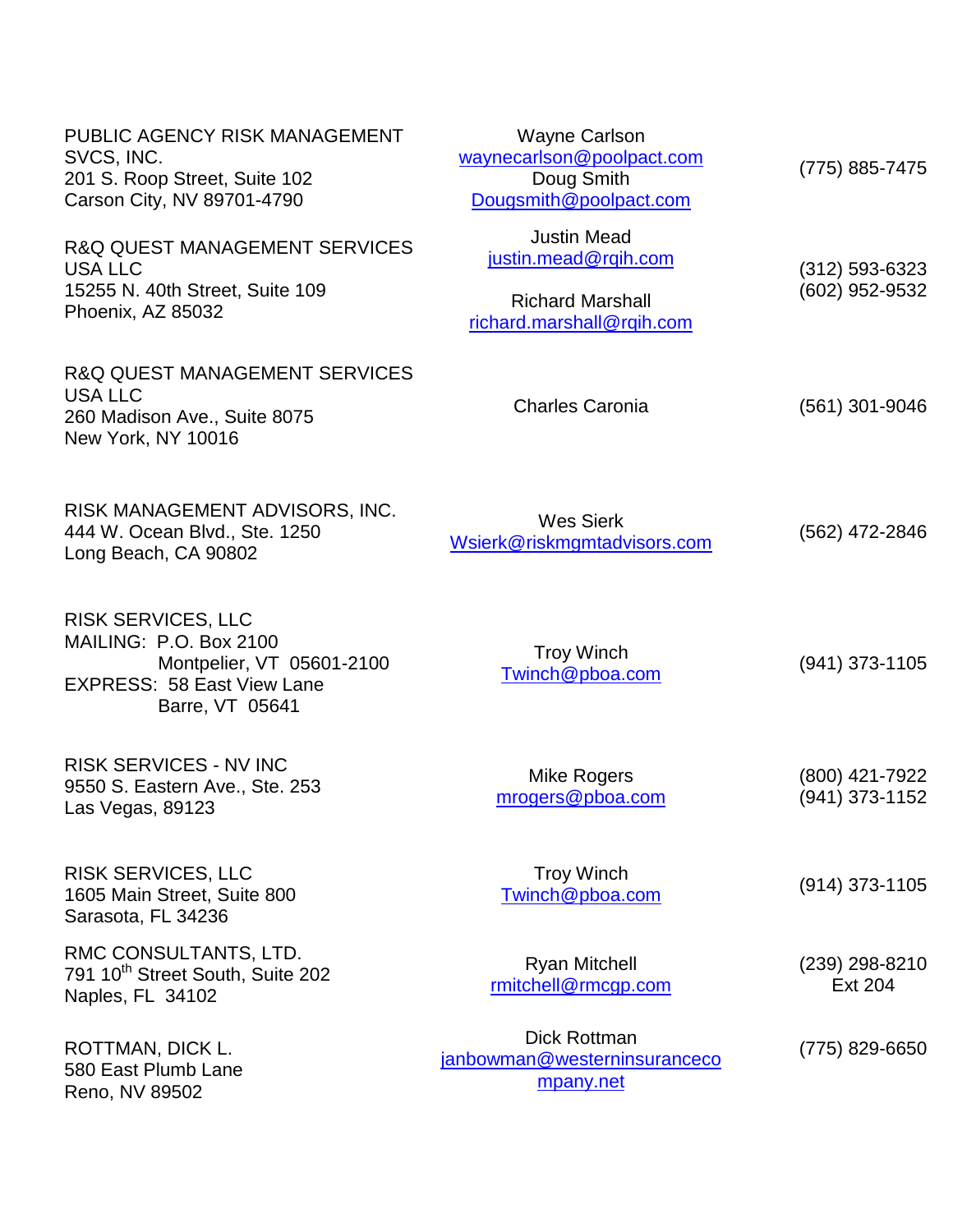| | | |
|---|---|---|
| PUBLIC AGENCY RISK MANAGEMENT SVCS, INC.<br>201 S. Roop Street, Suite 102<br>Carson City, NV 89701-4790 | Wayne Carlson<br>waynecarlson@poolpact.com<br>Doug Smith<br>Dougsmith@poolpact.com | (775) 885-7475 |
| R&Q QUEST MANAGEMENT SERVICES USA LLC<br>15255 N. 40th Street, Suite 109<br>Phoenix, AZ 85032 | Justin Mead<br>justin.mead@rqih.com<br><br>Richard Marshall<br>richard.marshall@rqih.com | (312) 593-6323<br>(602) 952-9532 |
| R&Q QUEST MANAGEMENT SERVICES USA LLC<br>260 Madison Ave., Suite 8075<br>New York, NY 10016 | Charles Caronia | (561) 301-9046 |
| RISK MANAGEMENT ADVISORS, INC.<br>444 W. Ocean Blvd., Ste. 1250<br>Long Beach, CA 90802 | Wes Sierk<br>Wsierk@riskmgmtadvisors.com | (562) 472-2846 |
| RISK SERVICES, LLC<br>MAILING: P.O. Box 2100<br>Montpelier, VT 05601-2100<br>EXPRESS: 58 East View Lane<br>Barre, VT 05641 | Troy Winch<br>Twinch@pboa.com | (941) 373-1105 |
| RISK SERVICES - NV INC<br>9550 S. Eastern Ave., Ste. 253<br>Las Vegas, 89123 | Mike Rogers<br>mrogers@pboa.com | (800) 421-7922<br>(941) 373-1152 |
| RISK SERVICES, LLC<br>1605 Main Street, Suite 800<br>Sarasota, FL 34236 | Troy Winch<br>Twinch@pboa.com | (914) 373-1105 |
| RMC CONSULTANTS, LTD.<br>791 10th Street South, Suite 202<br>Naples, FL 34102 | Ryan Mitchell<br>rmitchell@rmcgp.com | (239) 298-8210<br>Ext 204 |
| ROTTMAN, DICK L.<br>580 East Plumb Lane<br>Reno, NV 89502 | Dick Rottman<br>janbowman@westerninsurancecompany.net | (775) 829-6650 |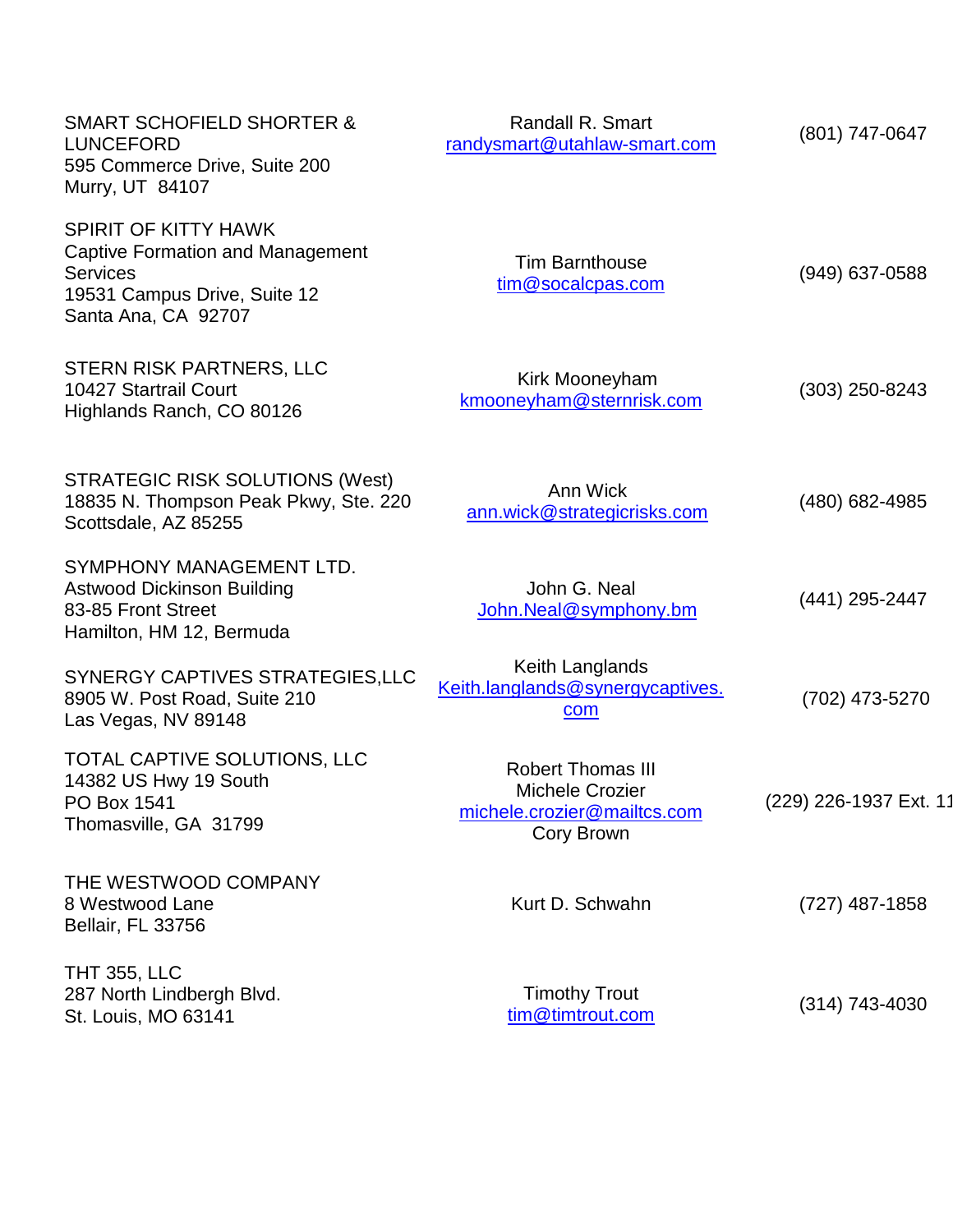| | | |
|---|---|---|
| SMART SCHOFIELD SHORTER & LUNCEFORD<br>595 Commerce Drive, Suite 200<br>Murry, UT 84107 | Randall R. Smart<br>randysmart@utahlaw-smart.com | (801) 747-0647 |
| SPIRIT OF KITTY HAWK<br>Captive Formation and Management Services<br>19531 Campus Drive, Suite 12<br>Santa Ana, CA 92707 | Tim Barnthouse<br>tim@socalcpas.com | (949) 637-0588 |
| STERN RISK PARTNERS, LLC<br>10427 Startrail Court<br>Highlands Ranch, CO 80126 | Kirk Mooneyham<br>kmooneyham@sternrisk.com | (303) 250-8243 |
| STRATEGIC RISK SOLUTIONS (West)<br>18835 N. Thompson Peak Pkwy, Ste. 220<br>Scottsdale, AZ 85255 | Ann Wick<br>ann.wick@strategicrisks.com | (480) 682-4985 |
| SYMPHONY MANAGEMENT LTD.<br>Astwood Dickinson Building<br>83-85 Front Street<br>Hamilton, HM 12, Bermuda | John G. Neal<br>John.Neal@symphony.bm | (441) 295-2447 |
| SYNERGY CAPTIVES STRATEGIES,LLC<br>8905 W. Post Road, Suite 210<br>Las Vegas, NV 89148 | Keith Langlands<br>Keith.langlands@synergycaptives.com | (702) 473-5270 |
| TOTAL CAPTIVE SOLUTIONS, LLC<br>14382 US Hwy 19 South<br>PO Box 1541<br>Thomasville, GA 31799 | Robert Thomas III<br>Michele Crozier<br>michele.crozier@mailtcs.com<br>Cory Brown | (229) 226-1937 Ext. 11 |
| THE WESTWOOD COMPANY<br>8 Westwood Lane<br>Bellair, FL 33756 | Kurt D. Schwahn | (727) 487-1858 |
| THT 355, LLC<br>287 North Lindbergh Blvd.<br>St. Louis, MO 63141 | Timothy Trout<br>tim@timtrout.com | (314) 743-4030 |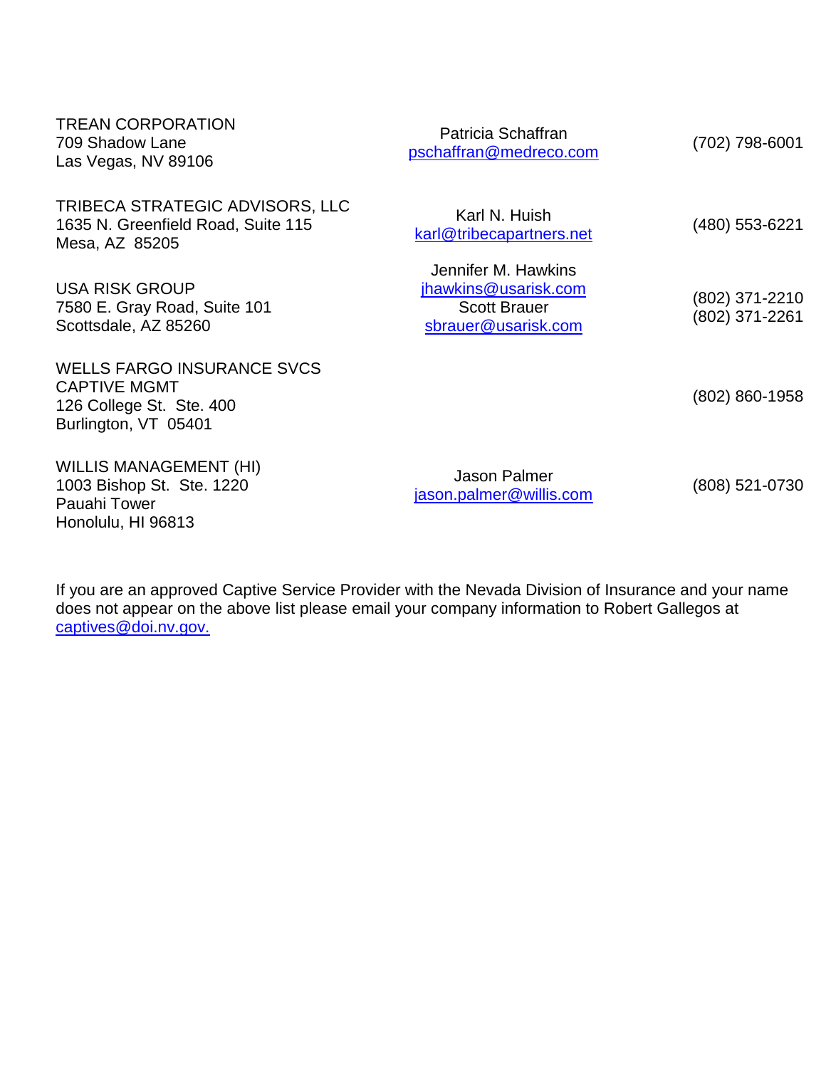| | | |
|---|---|---|
| TREAN CORPORATION<br>709 Shadow Lane<br>Las Vegas, NV 89106 | Patricia Schaffran<br>pschaffran@medreco.com | (702) 798-6001 |
| TRIBECA STRATEGIC ADVISORS, LLC<br>1635 N. Greenfield Road, Suite 115<br>Mesa, AZ 85205 | Karl N. Huish<br>karl@tribecapartners.net | (480) 553-6221 |
| USA RISK GROUP<br>7580 E. Gray Road, Suite 101<br>Scottsdale, AZ 85260 | Jennifer M. Hawkins<br>jhawkins@usarisk.com<br>Scott Brauer<br>sbrauer@usarisk.com | (802) 371-2210<br>(802) 371-2261 |
| WELLS FARGO INSURANCE SVCS<br>CAPTIVE MGMT<br>126 College St. Ste. 400<br>Burlington, VT 05401 | | (802) 860-1958 |
| WILLIS MANAGEMENT (HI)<br>1003 Bishop St. Ste. 1220<br>Pauahi Tower<br>Honolulu, HI 96813 | Jason Palmer<br>jason.palmer@willis.com | (808) 521-0730 |

If you are an approved Captive Service Provider with the Nevada Division of Insurance and your name does not appear on the above list please email your company information to Robert Gallegos at captives@doi.nv.gov.